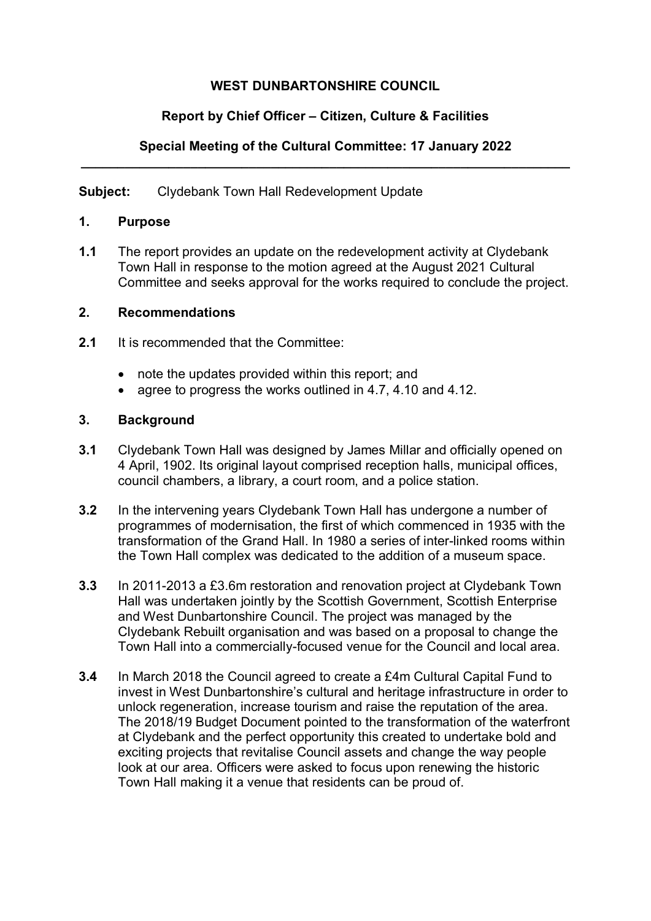**WEST DUNBARTONSHIRE COUNCIL**

**Report by Chief Officer – Citizen, Culture & Facilities**

**Special Meeting of the Cultural Committee: 17 January 2022**

---

**Subject:** Clydebank Town Hall Redevelopment Update

## 1. Purpose

**1.1** The report provides an update on the redevelopment activity at Clydebank Town Hall in response to the motion agreed at the August 2021 Cultural Committee and seeks approval for the works required to conclude the project.

## 2. Recommendations

**2.1** It is recommended that the Committee:

- note the updates provided within this report; and
- agree to progress the works outlined in 4.7, 4.10 and 4.12.

## 3. Background

**3.1** Clydebank Town Hall was designed by James Millar and officially opened on 4 April, 1902. Its original layout comprised reception halls, municipal offices, council chambers, a library, a court room, and a police station.

**3.2** In the intervening years Clydebank Town Hall has undergone a number of programmes of modernisation, the first of which commenced in 1935 with the transformation of the Grand Hall. In 1980 a series of inter-linked rooms within the Town Hall complex was dedicated to the addition of a museum space.

**3.3** In 2011-2013 a £3.6m restoration and renovation project at Clydebank Town Hall was undertaken jointly by the Scottish Government, Scottish Enterprise and West Dunbartonshire Council. The project was managed by the Clydebank Rebuilt organisation and was based on a proposal to change the Town Hall into a commercially-focused venue for the Council and local area.

**3.4** In March 2018 the Council agreed to create a £4m Cultural Capital Fund to invest in West Dunbartonshire's cultural and heritage infrastructure in order to unlock regeneration, increase tourism and raise the reputation of the area. The 2018/19 Budget Document pointed to the transformation of the waterfront at Clydebank and the perfect opportunity this created to undertake bold and exciting projects that revitalise Council assets and change the way people look at our area. Officers were asked to focus upon renewing the historic Town Hall making it a venue that residents can be proud of.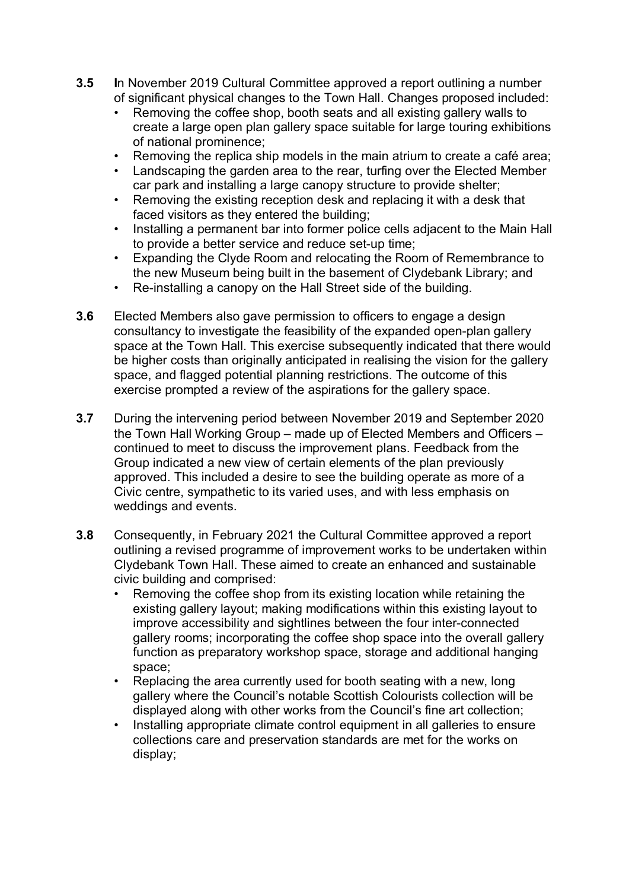**3.5** In November 2019 Cultural Committee approved a report outlining a number of significant physical changes to the Town Hall. Changes proposed included:

- Removing the coffee shop, booth seats and all existing gallery walls to create a large open plan gallery space suitable for large touring exhibitions of national prominence;
- Removing the replica ship models in the main atrium to create a café area;
- Landscaping the garden area to the rear, turfing over the Elected Member car park and installing a large canopy structure to provide shelter;
- Removing the existing reception desk and replacing it with a desk that faced visitors as they entered the building;
- Installing a permanent bar into former police cells adjacent to the Main Hall to provide a better service and reduce set-up time;
- Expanding the Clyde Room and relocating the Room of Remembrance to the new Museum being built in the basement of Clydebank Library; and
- Re-installing a canopy on the Hall Street side of the building.

**3.6** Elected Members also gave permission to officers to engage a design consultancy to investigate the feasibility of the expanded open-plan gallery space at the Town Hall. This exercise subsequently indicated that there would be higher costs than originally anticipated in realising the vision for the gallery space, and flagged potential planning restrictions. The outcome of this exercise prompted a review of the aspirations for the gallery space.

**3.7** During the intervening period between November 2019 and September 2020 the Town Hall Working Group – made up of Elected Members and Officers – continued to meet to discuss the improvement plans. Feedback from the Group indicated a new view of certain elements of the plan previously approved. This included a desire to see the building operate as more of a Civic centre, sympathetic to its varied uses, and with less emphasis on weddings and events.

**3.8** Consequently, in February 2021 the Cultural Committee approved a report outlining a revised programme of improvement works to be undertaken within Clydebank Town Hall. These aimed to create an enhanced and sustainable civic building and comprised:

- Removing the coffee shop from its existing location while retaining the existing gallery layout; making modifications within this existing layout to improve accessibility and sightlines between the four inter-connected gallery rooms; incorporating the coffee shop space into the overall gallery function as preparatory workshop space, storage and additional hanging space;
- Replacing the area currently used for booth seating with a new, long gallery where the Council's notable Scottish Colourists collection will be displayed along with other works from the Council's fine art collection;
- Installing appropriate climate control equipment in all galleries to ensure collections care and preservation standards are met for the works on display;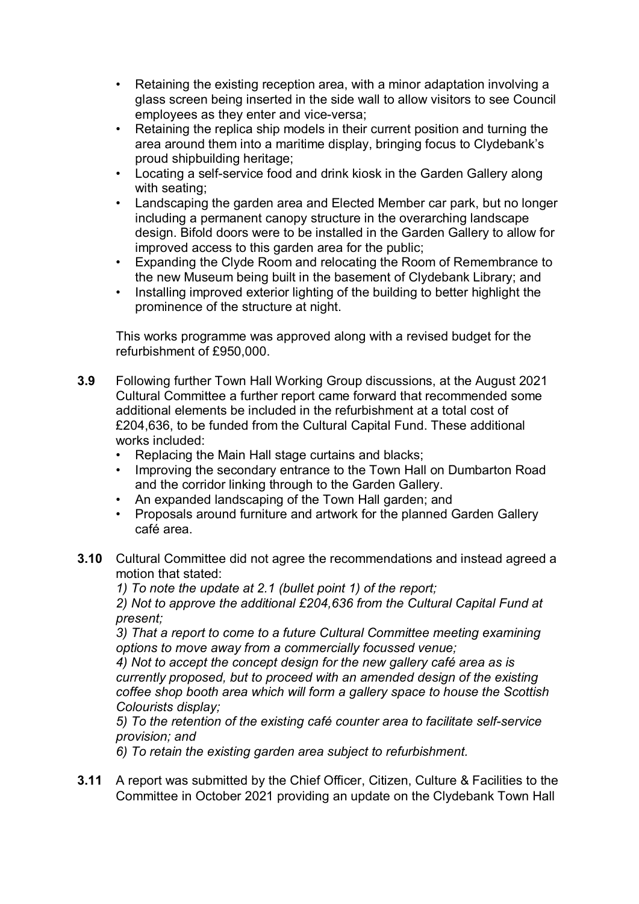- Retaining the existing reception area, with a minor adaptation involving a glass screen being inserted in the side wall to allow visitors to see Council employees as they enter and vice-versa;
- Retaining the replica ship models in their current position and turning the area around them into a maritime display, bringing focus to Clydebank's proud shipbuilding heritage;
- Locating a self-service food and drink kiosk in the Garden Gallery along with seating;
- Landscaping the garden area and Elected Member car park, but no longer including a permanent canopy structure in the overarching landscape design. Bifold doors were to be installed in the Garden Gallery to allow for improved access to this garden area for the public;
- Expanding the Clyde Room and relocating the Room of Remembrance to the new Museum being built in the basement of Clydebank Library; and
- Installing improved exterior lighting of the building to better highlight the prominence of the structure at night.

This works programme was approved along with a revised budget for the refurbishment of £950,000.

**3.9** Following further Town Hall Working Group discussions, at the August 2021 Cultural Committee a further report came forward that recommended some additional elements be included in the refurbishment at a total cost of £204,636, to be funded from the Cultural Capital Fund. These additional works included:

- Replacing the Main Hall stage curtains and blacks;
- Improving the secondary entrance to the Town Hall on Dumbarton Road and the corridor linking through to the Garden Gallery.
- An expanded landscaping of the Town Hall garden; and
- Proposals around furniture and artwork for the planned Garden Gallery café area.

**3.10** Cultural Committee did not agree the recommendations and instead agreed a motion that stated:

*1) To note the update at 2.1 (bullet point 1) of the report;*

*2) Not to approve the additional £204,636 from the Cultural Capital Fund at present;*

*3) That a report to come to a future Cultural Committee meeting examining options to move away from a commercially focussed venue;*

*4) Not to accept the concept design for the new gallery café area as is currently proposed, but to proceed with an amended design of the existing coffee shop booth area which will form a gallery space to house the Scottish Colourists display;*

*5) To the retention of the existing café counter area to facilitate self-service provision; and*

*6) To retain the existing garden area subject to refurbishment.*

**3.11** A report was submitted by the Chief Officer, Citizen, Culture & Facilities to the Committee in October 2021 providing an update on the Clydebank Town Hall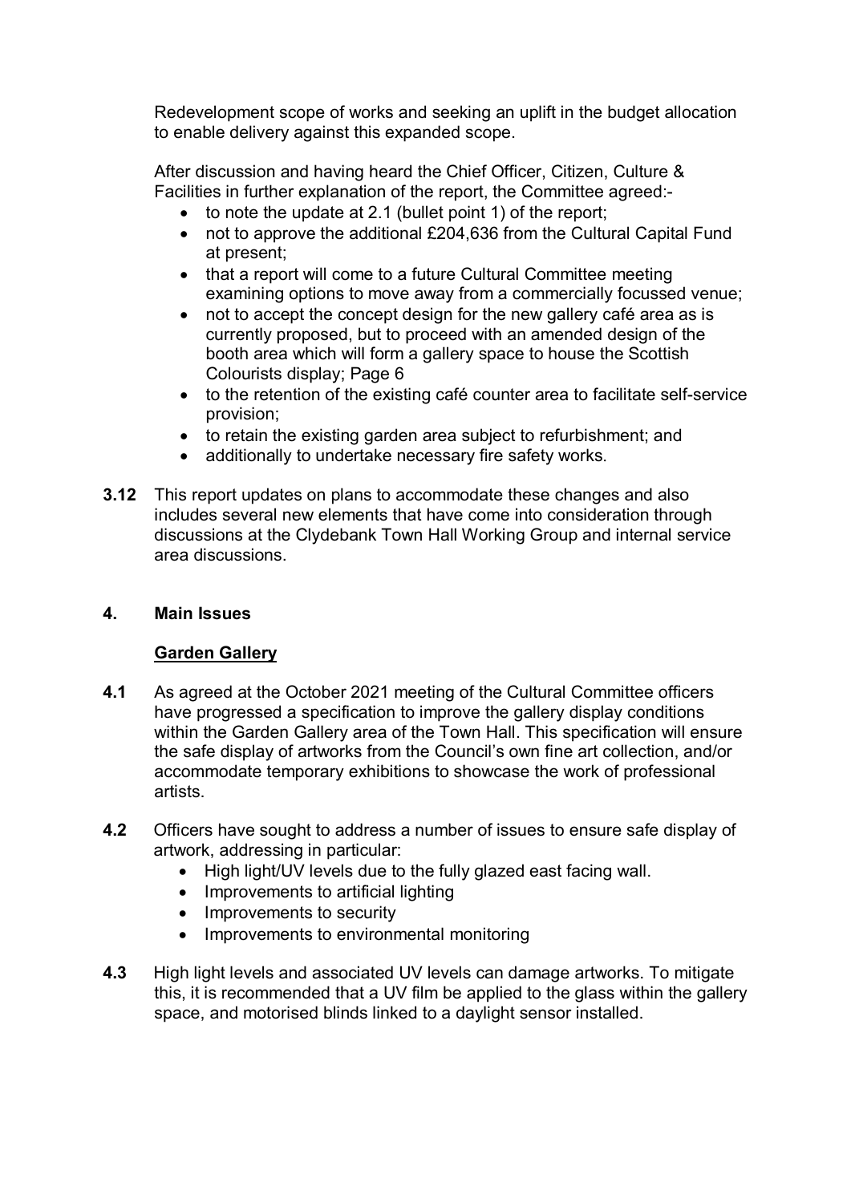Redevelopment scope of works and seeking an uplift in the budget allocation to enable delivery against this expanded scope.

After discussion and having heard the Chief Officer, Citizen, Culture & Facilities in further explanation of the report, the Committee agreed:-

- to note the update at 2.1 (bullet point 1) of the report;
- not to approve the additional £204,636 from the Cultural Capital Fund at present;
- that a report will come to a future Cultural Committee meeting examining options to move away from a commercially focussed venue;
- not to accept the concept design for the new gallery café area as is currently proposed, but to proceed with an amended design of the booth area which will form a gallery space to house the Scottish Colourists display; Page 6
- to the retention of the existing café counter area to facilitate self-service provision;
- to retain the existing garden area subject to refurbishment; and
- additionally to undertake necessary fire safety works.

**3.12** This report updates on plans to accommodate these changes and also includes several new elements that have come into consideration through discussions at the Clydebank Town Hall Working Group and internal service area discussions.

## 4. Main Issues

### Garden Gallery

**4.1** As agreed at the October 2021 meeting of the Cultural Committee officers have progressed a specification to improve the gallery display conditions within the Garden Gallery area of the Town Hall. This specification will ensure the safe display of artworks from the Council's own fine art collection, and/or accommodate temporary exhibitions to showcase the work of professional artists.

**4.2** Officers have sought to address a number of issues to ensure safe display of artwork, addressing in particular:

- High light/UV levels due to the fully glazed east facing wall.
- Improvements to artificial lighting
- Improvements to security
- Improvements to environmental monitoring

**4.3** High light levels and associated UV levels can damage artworks. To mitigate this, it is recommended that a UV film be applied to the glass within the gallery space, and motorised blinds linked to a daylight sensor installed.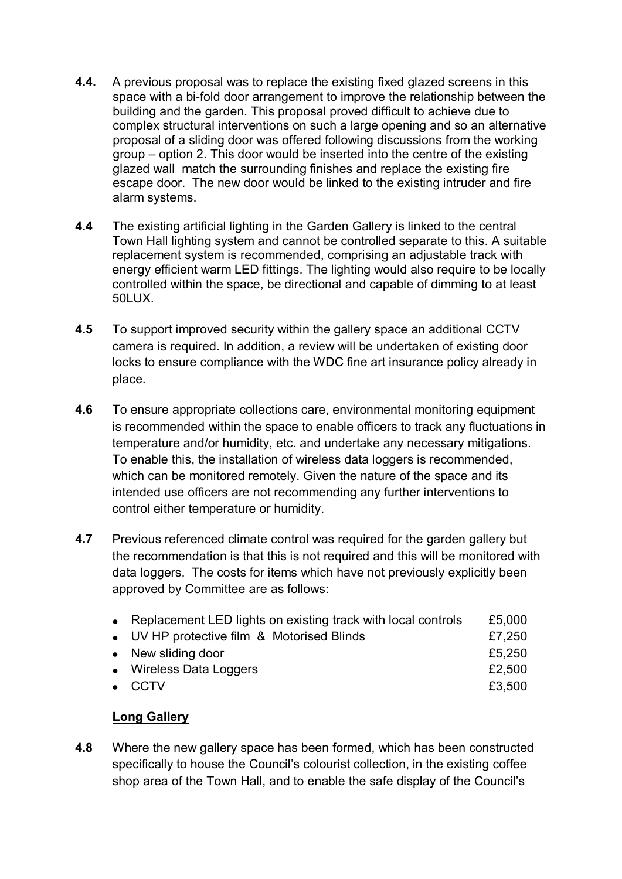**4.4.** A previous proposal was to replace the existing fixed glazed screens in this space with a bi-fold door arrangement to improve the relationship between the building and the garden. This proposal proved difficult to achieve due to complex structural interventions on such a large opening and so an alternative proposal of a sliding door was offered following discussions from the working group – option 2. This door would be inserted into the centre of the existing glazed wall match the surrounding finishes and replace the existing fire escape door. The new door would be linked to the existing intruder and fire alarm systems.

**4.4** The existing artificial lighting in the Garden Gallery is linked to the central Town Hall lighting system and cannot be controlled separate to this. A suitable replacement system is recommended, comprising an adjustable track with energy efficient warm LED fittings. The lighting would also require to be locally controlled within the space, be directional and capable of dimming to at least 50LUX.

**4.5** To support improved security within the gallery space an additional CCTV camera is required. In addition, a review will be undertaken of existing door locks to ensure compliance with the WDC fine art insurance policy already in place.

**4.6** To ensure appropriate collections care, environmental monitoring equipment is recommended within the space to enable officers to track any fluctuations in temperature and/or humidity, etc. and undertake any necessary mitigations. To enable this, the installation of wireless data loggers is recommended, which can be monitored remotely. Given the nature of the space and its intended use officers are not recommending any further interventions to control either temperature or humidity.

**4.7** Previous referenced climate control was required for the garden gallery but the recommendation is that this is not required and this will be monitored with data loggers. The costs for items which have not previously explicitly been approved by Committee are as follows:

- Replacement LED lights on existing track with local controls £5,000
- UV HP protective film & Motorised Blinds £7,250
- New sliding door £5,250
- Wireless Data Loggers £2,500
- CCTV £3,500

**Long Gallery**

**4.8** Where the new gallery space has been formed, which has been constructed specifically to house the Council's colourist collection, in the existing coffee shop area of the Town Hall, and to enable the safe display of the Council's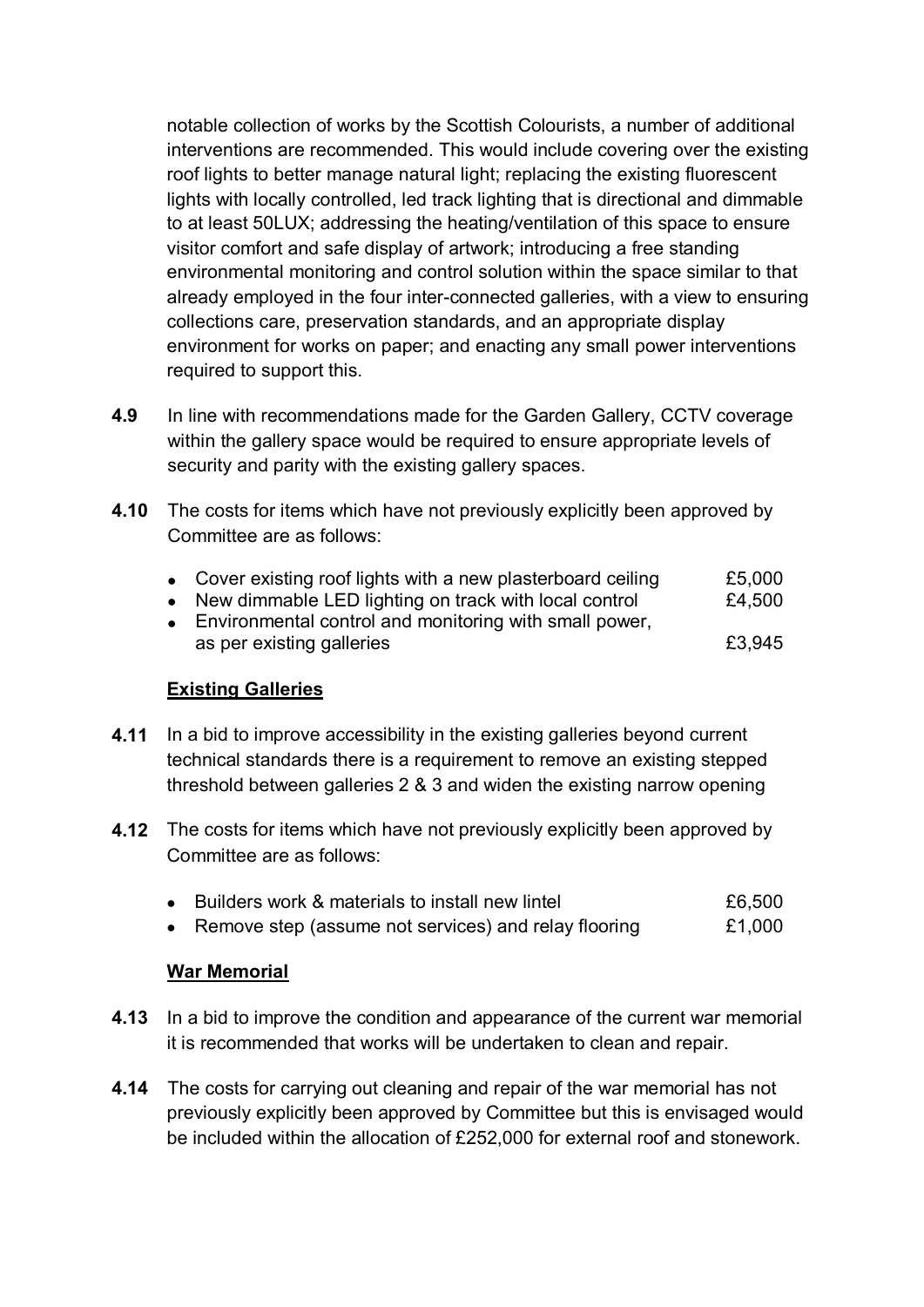notable collection of works by the Scottish Colourists, a number of additional interventions are recommended. This would include covering over the existing roof lights to better manage natural light; replacing the existing fluorescent lights with locally controlled, led track lighting that is directional and dimmable to at least 50LUX; addressing the heating/ventilation of this space to ensure visitor comfort and safe display of artwork; introducing a free standing environmental monitoring and control solution within the space similar to that already employed in the four inter-connected galleries, with a view to ensuring collections care, preservation standards, and an appropriate display environment for works on paper; and enacting any small power interventions required to support this.

**4.9** In line with recommendations made for the Garden Gallery, CCTV coverage within the gallery space would be required to ensure appropriate levels of security and parity with the existing gallery spaces.

**4.10** The costs for items which have not previously explicitly been approved by Committee are as follows:

- Cover existing roof lights with a new plasterboard ceiling £5,000
- New dimmable LED lighting on track with local control £4,500
- Environmental control and monitoring with small power, as per existing galleries £3,945

**Existing Galleries**

**4.11** In a bid to improve accessibility in the existing galleries beyond current technical standards there is a requirement to remove an existing stepped threshold between galleries 2 & 3 and widen the existing narrow opening

**4.12** The costs for items which have not previously explicitly been approved by Committee are as follows:

- Builders work & materials to install new lintel £6,500
- Remove step (assume not services) and relay flooring £1,000

**War Memorial**

**4.13** In a bid to improve the condition and appearance of the current war memorial it is recommended that works will be undertaken to clean and repair.

**4.14** The costs for carrying out cleaning and repair of the war memorial has not previously explicitly been approved by Committee but this is envisaged would be included within the allocation of £252,000 for external roof and stonework.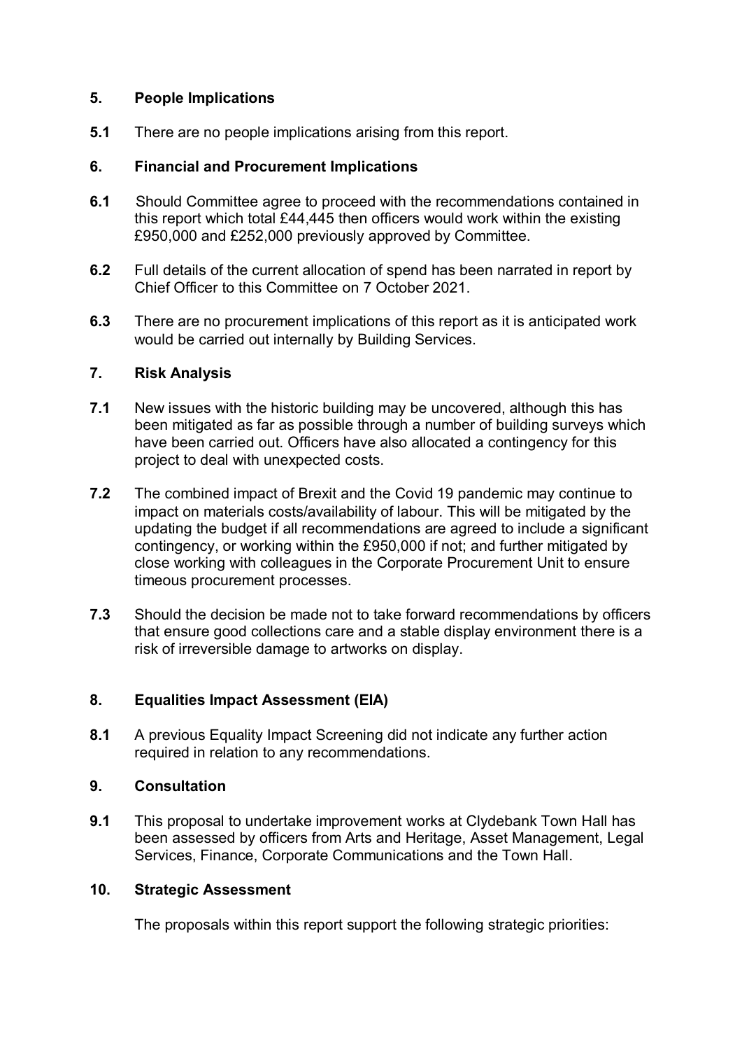## 5. People Implications

**5.1** There are no people implications arising from this report.

## 6. Financial and Procurement Implications

**6.1** Should Committee agree to proceed with the recommendations contained in this report which total £44,445 then officers would work within the existing £950,000 and £252,000 previously approved by Committee.

**6.2** Full details of the current allocation of spend has been narrated in report by Chief Officer to this Committee on 7 October 2021.

**6.3** There are no procurement implications of this report as it is anticipated work would be carried out internally by Building Services.

## 7. Risk Analysis

**7.1** New issues with the historic building may be uncovered, although this has been mitigated as far as possible through a number of building surveys which have been carried out. Officers have also allocated a contingency for this project to deal with unexpected costs.

**7.2** The combined impact of Brexit and the Covid 19 pandemic may continue to impact on materials costs/availability of labour. This will be mitigated by the updating the budget if all recommendations are agreed to include a significant contingency, or working within the £950,000 if not; and further mitigated by close working with colleagues in the Corporate Procurement Unit to ensure timeous procurement processes.

**7.3** Should the decision be made not to take forward recommendations by officers that ensure good collections care and a stable display environment there is a risk of irreversible damage to artworks on display.

## 8. Equalities Impact Assessment (EIA)

**8.1** A previous Equality Impact Screening did not indicate any further action required in relation to any recommendations.

## 9. Consultation

**9.1** This proposal to undertake improvement works at Clydebank Town Hall has been assessed by officers from Arts and Heritage, Asset Management, Legal Services, Finance, Corporate Communications and the Town Hall.

## 10. Strategic Assessment

The proposals within this report support the following strategic priorities: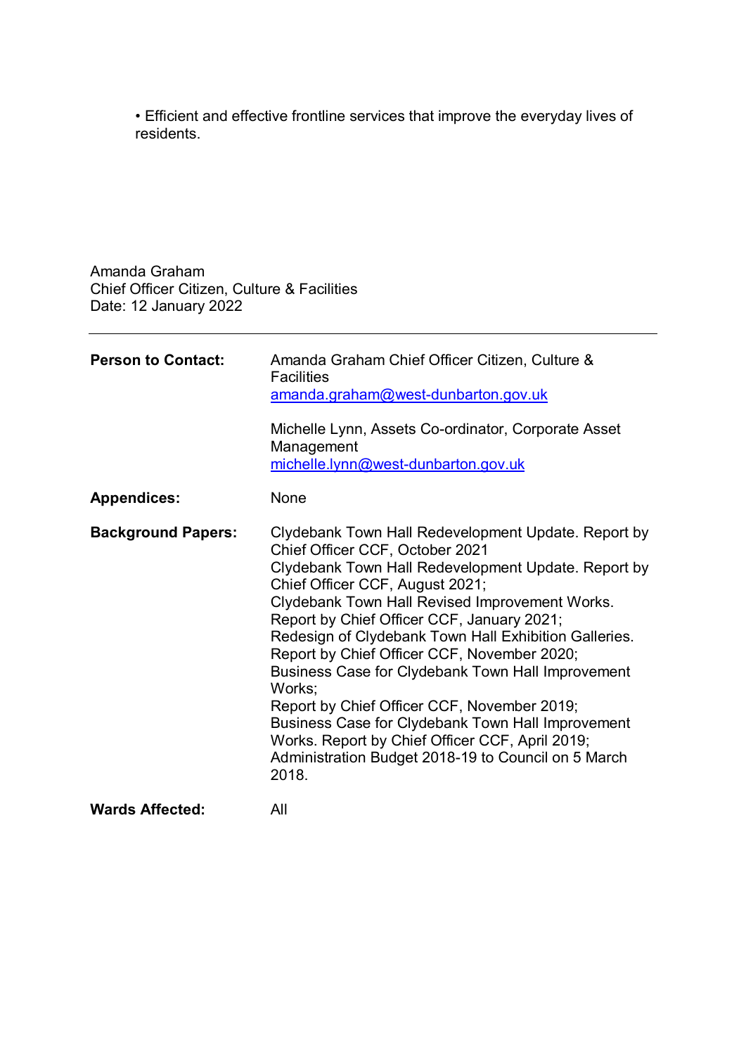• Efficient and effective frontline services that improve the everyday lives of residents.

Amanda Graham
Chief Officer Citizen, Culture & Facilities
Date: 12 January 2022

---

| | |
|---|---|
| **Person to Contact:** | Amanda Graham Chief Officer Citizen, Culture & Facilities<br>amanda.graham@west-dunbarton.gov.uk<br><br>Michelle Lynn, Assets Co-ordinator, Corporate Asset Management<br>michelle.lynn@west-dunbarton.gov.uk |
| **Appendices:** | None |
| **Background Papers:** | Clydebank Town Hall Redevelopment Update. Report by Chief Officer CCF, October 2021<br>Clydebank Town Hall Redevelopment Update. Report by Chief Officer CCF, August 2021;<br>Clydebank Town Hall Revised Improvement Works. Report by Chief Officer CCF, January 2021;<br>Redesign of Clydebank Town Hall Exhibition Galleries. Report by Chief Officer CCF, November 2020;<br>Business Case for Clydebank Town Hall Improvement Works;<br>Report by Chief Officer CCF, November 2019;<br>Business Case for Clydebank Town Hall Improvement Works. Report by Chief Officer CCF, April 2019;<br>Administration Budget 2018-19 to Council on 5 March 2018. |
| **Wards Affected:** | All |